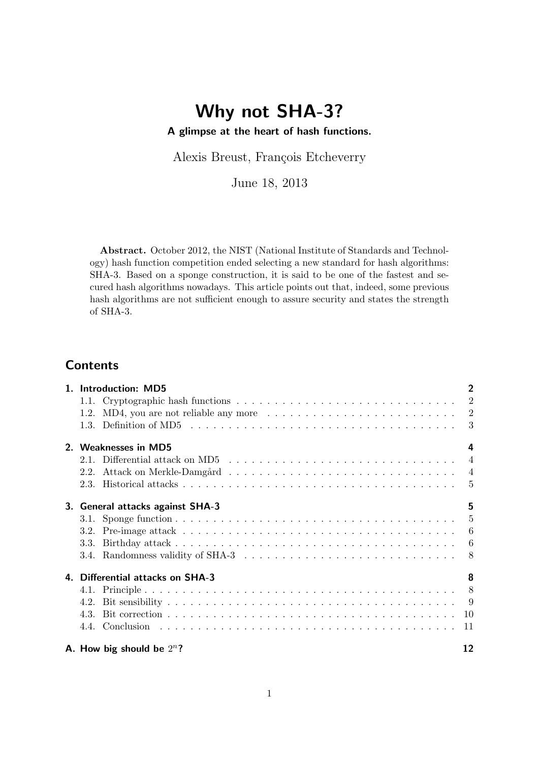# Why not SHA-3?

**A glimpse at the heart of hash functions.**

Alexis Breust, François Etcheverry

June 18, 2013

**Abstract.** October 2012, the NIST (National Institute of Standards and Technology) hash function competition ended selecting a new standard for hash algorithms: SHA-3. Based on a sponge construction, it is said to be one of the fastest and secured hash algorithms nowadays. This article points out that, indeed, some previous hash algorithms are not sufficient enough to assure security and states the strength of SHA-3.

## Contents

**1. Introduction: MD5** — 2
- 1.1. Cryptographic hash functions — 2
- 1.2. MD4, you are not reliable any more — 2
- 1.3. Definition of MD5 — 3

**2. Weaknesses in MD5** — 4
- 2.1. Differential attack on MD5 — 4
- 2.2. Attack on Merkle-Damgård — 4
- 2.3. Historical attacks — 5

**3. General attacks against SHA-3** — 5
- 3.1. Sponge function — 5
- 3.2. Pre-image attack — 6
- 3.3. Birthday attack — 6
- 3.4. Randomness validity of SHA-3 — 8

**4. Differential attacks on SHA-3** — 8
- 4.1. Principle — 8
- 4.2. Bit sensibility — 9
- 4.3. Bit correction — 10
- 4.4. Conclusion — 11

**A. How big should be $2^n$?** — 12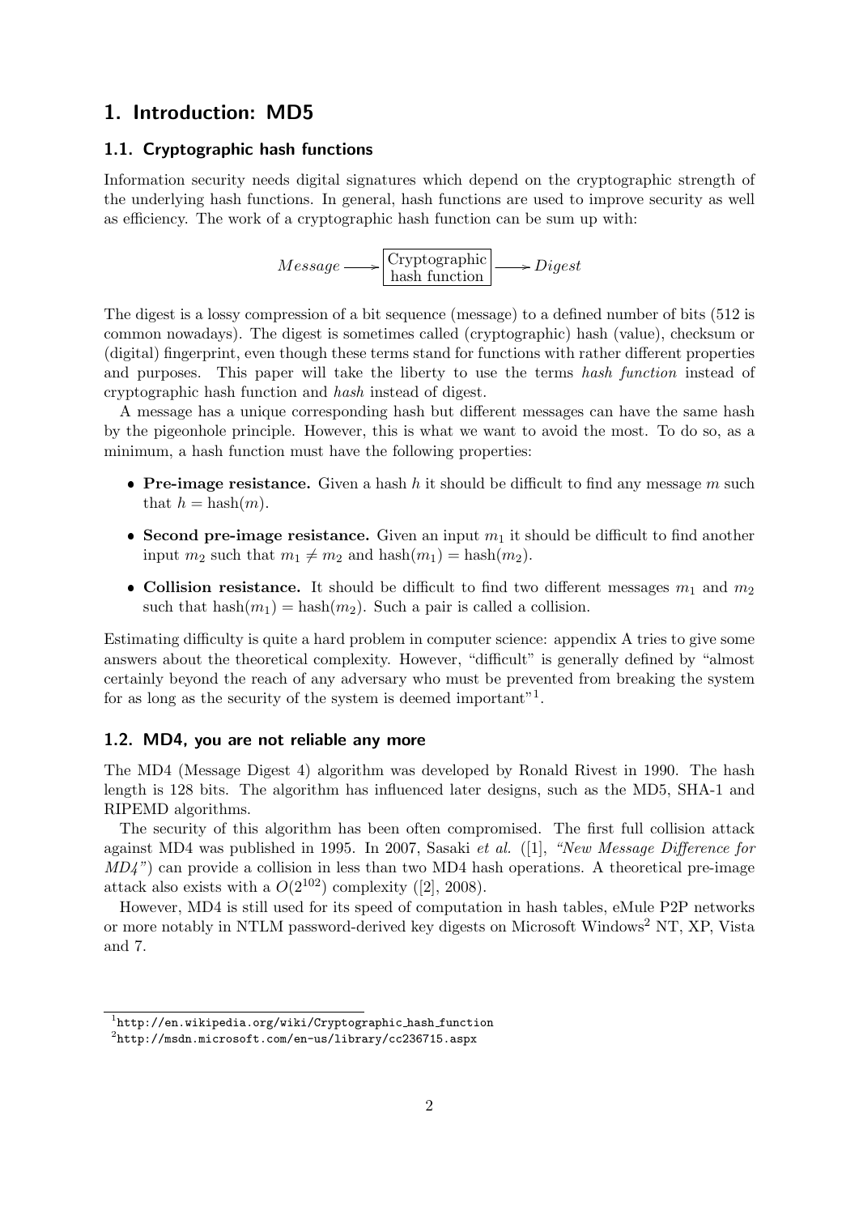# 1. Introduction: MD5

## 1.1. Cryptographic hash functions

Information security needs digital signatures which depend on the cryptographic strength of the underlying hash functions. In general, hash functions are used to improve security as well as efficiency. The work of a cryptographic hash function can be sum up with:

$$Message \longrightarrow \boxed{\text{Cryptographic hash function}} \longrightarrow Digest$$

The digest is a lossy compression of a bit sequence (message) to a defined number of bits (512 is common nowadays). The digest is sometimes called (cryptographic) hash (value), checksum or (digital) fingerprint, even though these terms stand for functions with rather different properties and purposes. This paper will take the liberty to use the terms *hash function* instead of cryptographic hash function and *hash* instead of digest.

A message has a unique corresponding hash but different messages can have the same hash by the pigeonhole principle. However, this is what we want to avoid the most. To do so, as a minimum, a hash function must have the following properties:

- **Pre-image resistance.** Given a hash $h$ it should be difficult to find any message $m$ such that $h = \text{hash}(m)$.
- **Second pre-image resistance.** Given an input $m_1$ it should be difficult to find another input $m_2$ such that $m_1 \neq m_2$ and $\text{hash}(m_1) = \text{hash}(m_2)$.
- **Collision resistance.** It should be difficult to find two different messages $m_1$ and $m_2$ such that $\text{hash}(m_1) = \text{hash}(m_2)$. Such a pair is called a collision.

Estimating difficulty is quite a hard problem in computer science: appendix A tries to give some answers about the theoretical complexity. However, "difficult" is generally defined by "almost certainly beyond the reach of any adversary who must be prevented from breaking the system for as long as the security of the system is deemed important"[1].

## 1.2. MD4, you are not reliable any more

The MD4 (Message Digest 4) algorithm was developed by Ronald Rivest in 1990. The hash length is 128 bits. The algorithm has influenced later designs, such as the MD5, SHA-1 and RIPEMD algorithms.

The security of this algorithm has been often compromised. The first full collision attack against MD4 was published in 1995. In 2007, Sasaki *et al.* ([1], *"New Message Difference for MD4"*) can provide a collision in less than two MD4 hash operations. A theoretical pre-image attack also exists with a $O(2^{102})$ complexity ([2], 2008).

However, MD4 is still used for its speed of computation in hash tables, eMule P2P networks or more notably in NTLM password-derived key digests on Microsoft Windows[2] NT, XP, Vista and 7.

[1] http://en.wikipedia.org/wiki/Cryptographic_hash_function

[2] http://msdn.microsoft.com/en-us/library/cc236715.aspx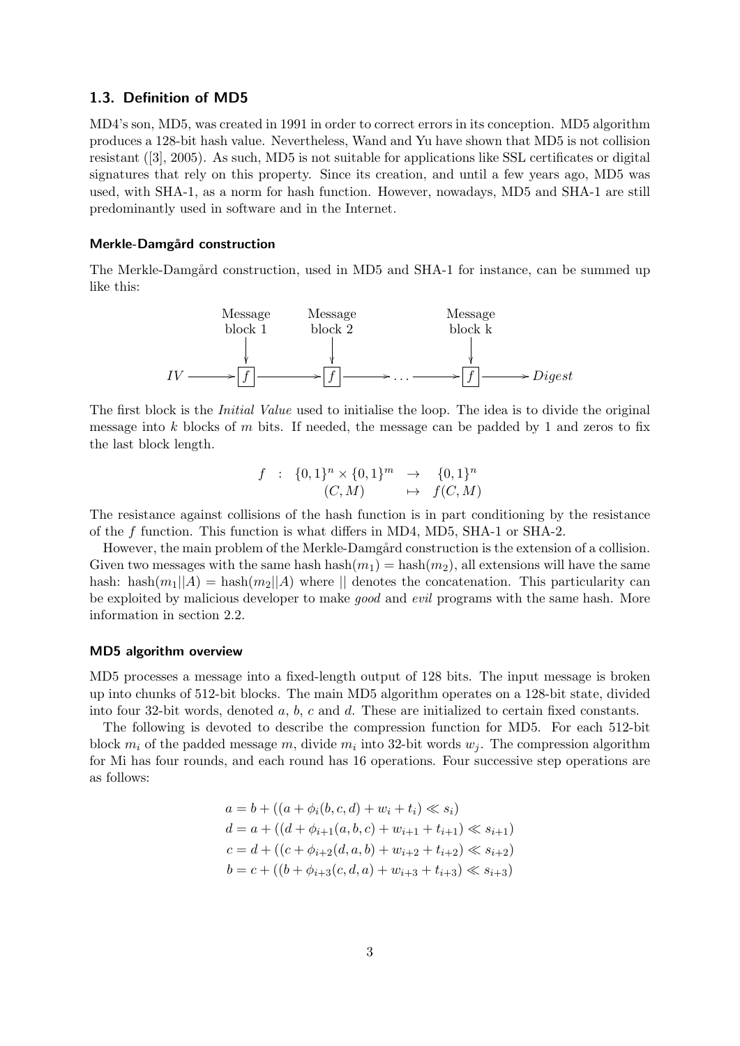### 1.3. Definition of MD5

MD4's son, MD5, was created in 1991 in order to correct errors in its conception. MD5 algorithm produces a 128-bit hash value. Nevertheless, Wand and Yu have shown that MD5 is not collision resistant ([3], 2005). As such, MD5 is not suitable for applications like SSL certificates or digital signatures that rely on this property. Since its creation, and until a few years ago, MD5 was used, with SHA-1, as a norm for hash function. However, nowadays, MD5 and SHA-1 are still predominantly used in software and in the Internet.

#### Merkle-Damgård construction

The Merkle-Damgård construction, used in MD5 and SHA-1 for instance, can be summed up like this:

$$IV \longrightarrow \boxed{f} \longrightarrow \boxed{f} \longrightarrow \dots \longrightarrow \boxed{f} \longrightarrow Digest$$

(with Message block 1, Message block 2, …, Message block k feeding into each $f$ respectively)

The first block is the *Initial Value* used to initialise the loop. The idea is to divide the original message into $k$ blocks of $m$ bits. If needed, the message can be padded by 1 and zeros to fix the last block length.

$$\begin{array}{rccc} f & : & \{0,1\}^n \times \{0,1\}^m & \rightarrow & \{0,1\}^n \\ & & (C, M) & \mapsto & f(C, M) \end{array}$$

The resistance against collisions of the hash function is in part conditioning by the resistance of the $f$ function. This function is what differs in MD4, MD5, SHA-1 or SHA-2.

However, the main problem of the Merkle-Damgård construction is the extension of a collision. Given two messages with the same hash $\text{hash}(m_1) = \text{hash}(m_2)$, all extensions will have the same hash: $\text{hash}(m_1||A) = \text{hash}(m_2||A)$ where $||$ denotes the concatenation. This particularity can be exploited by malicious developer to make *good* and *evil* programs with the same hash. More information in section 2.2.

#### MD5 algorithm overview

MD5 processes a message into a fixed-length output of 128 bits. The input message is broken up into chunks of 512-bit blocks. The main MD5 algorithm operates on a 128-bit state, divided into four 32-bit words, denoted $a$, $b$, $c$ and $d$. These are initialized to certain fixed constants.

The following is devoted to describe the compression function for MD5. For each 512-bit block $m_i$ of the padded message $m$, divide $m_i$ into 32-bit words $w_j$. The compression algorithm for Mi has four rounds, and each round has 16 operations. Four successive step operations are as follows:

$$\begin{aligned}
a &= b + ((a + \phi_i(b, c, d) + w_i + t_i) \lll s_i) \\
d &= a + ((d + \phi_{i+1}(a, b, c) + w_{i+1} + t_{i+1}) \lll s_{i+1}) \\
c &= d + ((c + \phi_{i+2}(d, a, b) + w_{i+2} + t_{i+2}) \lll s_{i+2}) \\
b &= c + ((b + \phi_{i+3}(c, d, a) + w_{i+3} + t_{i+3}) \lll s_{i+3})
\end{aligned}$$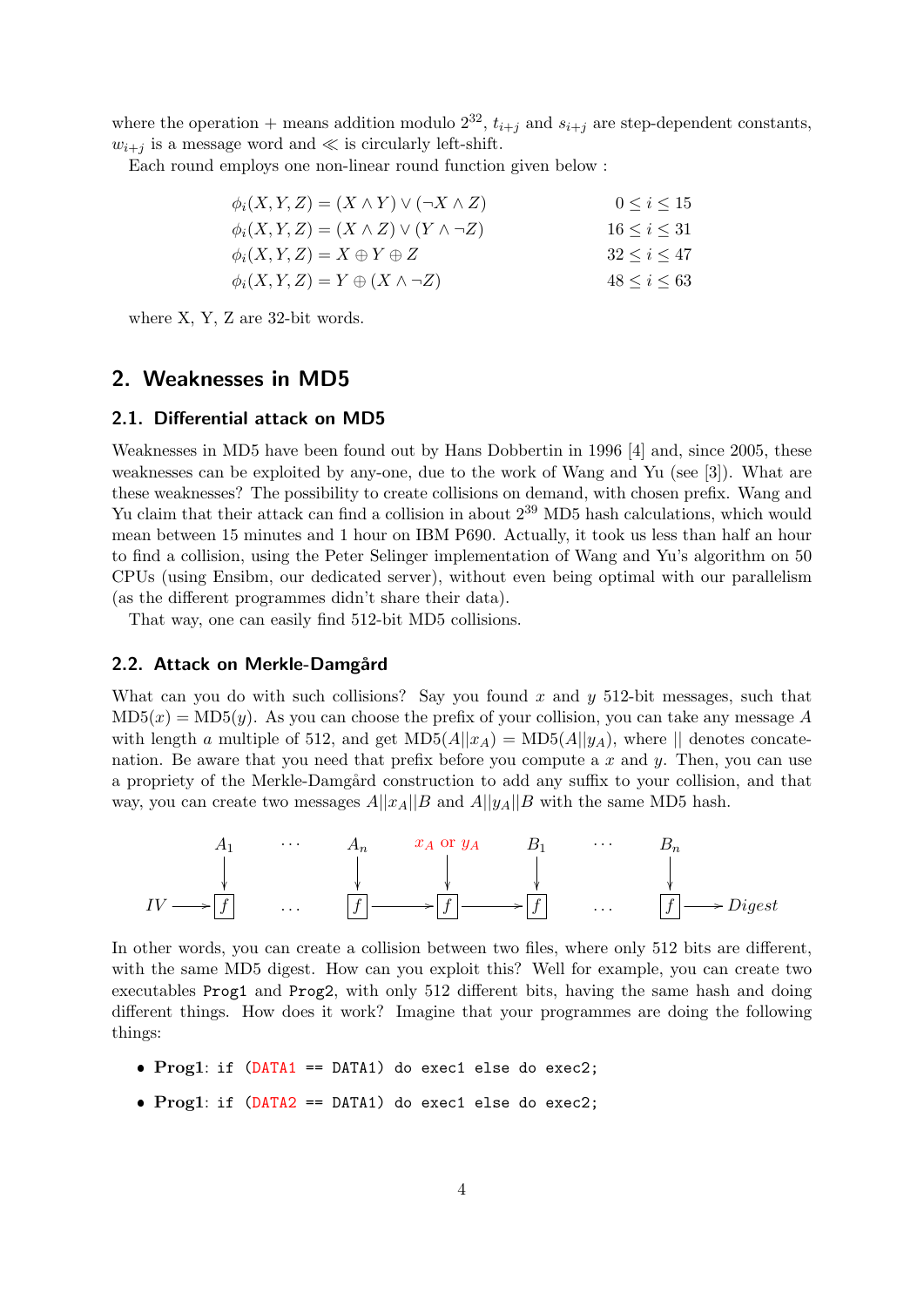where the operation + means addition modulo $2^{32}$, $t_{i+j}$ and $s_{i+j}$ are step-dependent constants, $w_{i+j}$ is a message word and $\ll$ is circularly left-shift.

Each round employs one non-linear round function given below :

$$\begin{aligned}
\phi_i(X,Y,Z) &= (X \wedge Y) \vee (\neg X \wedge Z) && 0 \le i \le 15 \\
\phi_i(X,Y,Z) &= (X \wedge Z) \vee (Y \wedge \neg Z) && 16 \le i \le 31 \\
\phi_i(X,Y,Z) &= X \oplus Y \oplus Z && 32 \le i \le 47 \\
\phi_i(X,Y,Z) &= Y \oplus (X \wedge \neg Z) && 48 \le i \le 63
\end{aligned}$$

where X, Y, Z are 32-bit words.

## 2. Weaknesses in MD5

### 2.1. Differential attack on MD5

Weaknesses in MD5 have been found out by Hans Dobbertin in 1996 [4] and, since 2005, these weaknesses can be exploited by any-one, due to the work of Wang and Yu (see [3]). What are these weaknesses? The possibility to create collisions on demand, with chosen prefix. Wang and Yu claim that their attack can find a collision in about $2^{39}$ MD5 hash calculations, which would mean between 15 minutes and 1 hour on IBM P690. Actually, it took us less than half an hour to find a collision, using the Peter Selinger implementation of Wang and Yu's algorithm on 50 CPUs (using Ensibm, our dedicated server), without even being optimal with our parallelism (as the different programmes didn't share their data).

That way, one can easily find 512-bit MD5 collisions.

### 2.2. Attack on Merkle-Damgård

What can you do with such collisions? Say you found $x$ and $y$ 512-bit messages, such that $\mathrm{MD5}(x) = \mathrm{MD5}(y)$. As you can choose the prefix of your collision, you can take any message $A$ with length $a$ multiple of 512, and get $\mathrm{MD5}(A||x_A) = \mathrm{MD5}(A||y_A)$, where $||$ denotes concatenation. Be aware that you need that prefix before you compute a $x$ and $y$. Then, you can use a propriety of the Merkle-Damgård construction to add any suffix to your collision, and that way, you can create two messages $A||x_A||B$ and $A||y_A||B$ with the same MD5 hash.

$$IV \longrightarrow f(A_1) \cdots f(A_n) \longrightarrow f(x_A \text{ or } y_A) \longrightarrow f(B_1) \cdots f(B_n) \longrightarrow Digest$$

In other words, you can create a collision between two files, where only 512 bits are different, with the same MD5 digest. How can you exploit this? Well for example, you can create two executables `Prog1` and `Prog2`, with only 512 different bits, having the same hash and doing different things. How does it work? Imagine that your programmes are doing the following things:

- **Prog1**: `if (DATA1 == DATA1) do exec1 else do exec2;`
- **Prog1**: `if (DATA2 == DATA1) do exec1 else do exec2;`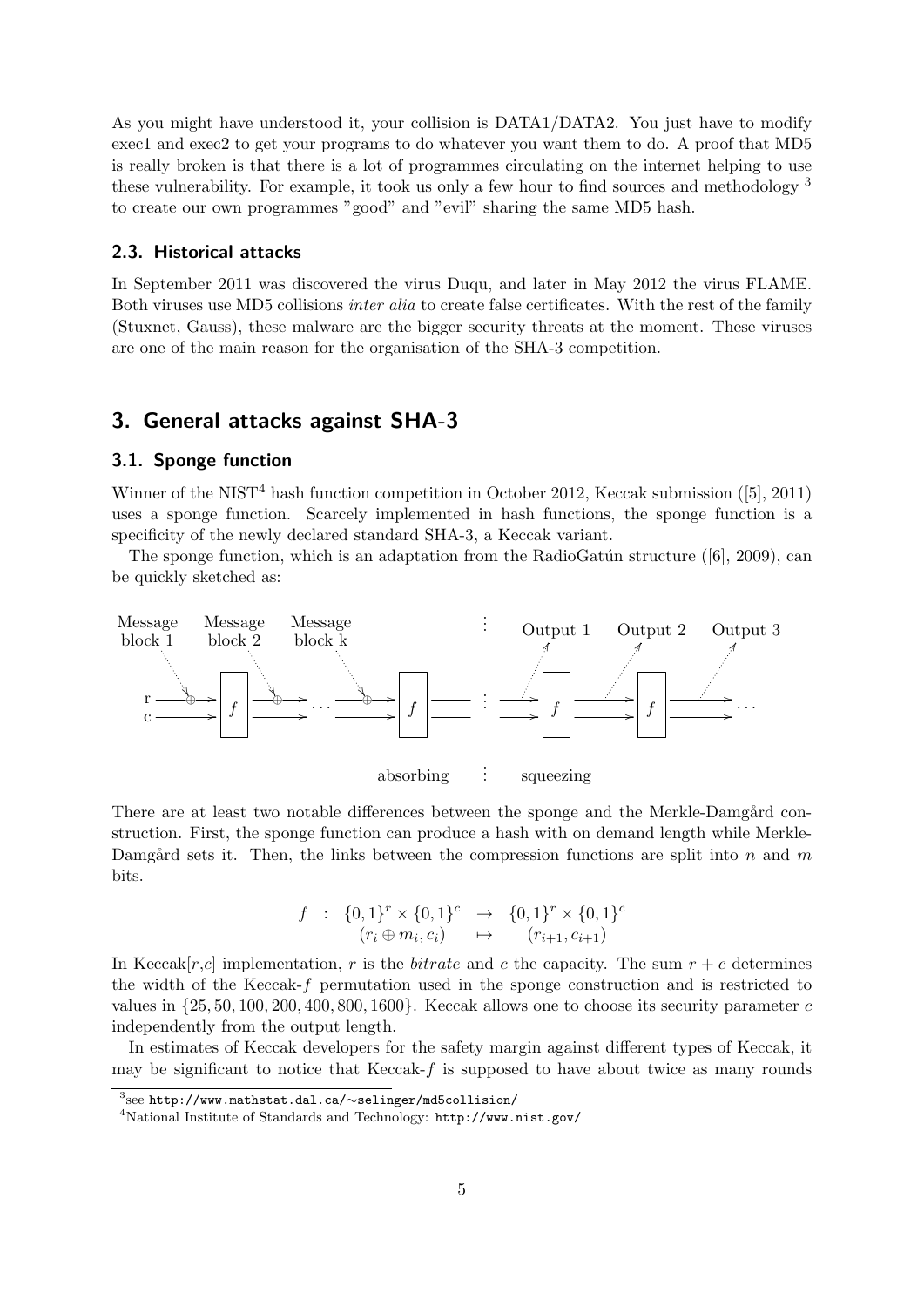As you might have understood it, your collision is DATA1/DATA2. You just have to modify exec1 and exec2 to get your programs to do whatever you want them to do. A proof that MD5 is really broken is that there is a lot of programmes circulating on the internet helping to use these vulnerability. For example, it took us only a few hour to find sources and methodology [3] to create our own programmes "good" and "evil" sharing the same MD5 hash.

### 2.3. Historical attacks

In September 2011 was discovered the virus Duqu, and later in May 2012 the virus FLAME. Both viruses use MD5 collisions *inter alia* to create false certificates. With the rest of the family (Stuxnet, Gauss), these malware are the bigger security threats at the moment. These viruses are one of the main reason for the organisation of the SHA-3 competition.

## 3. General attacks against SHA-3

### 3.1. Sponge function

Winner of the NIST[4] hash function competition in October 2012, Keccak submission ([5], 2011) uses a sponge function. Scarcely implemented in hash functions, the sponge function is a specificity of the newly declared standard SHA-3, a Keccak variant.

The sponge function, which is an adaptation from the RadioGatún structure ([6], 2009), can be quickly sketched as:

Message block 1 — Message block 2 — Message block k — Output 1 — Output 2 — Output 3

r, c — $f$ — absorbing — squeezing

There are at least two notable differences between the sponge and the Merkle-Damgård construction. First, the sponge function can produce a hash with on demand length while Merkle-Damgård sets it. Then, the links between the compression functions are split into $n$ and $m$ bits.

$$
\begin{array}{rccc}
f & : & \{0,1\}^r \times \{0,1\}^c & \rightarrow & \{0,1\}^r \times \{0,1\}^c \\
 & & (r_i \oplus m_i, c_i) & \mapsto & (r_{i+1}, c_{i+1})
\end{array}
$$

In Keccak[$r$,$c$] implementation, $r$ is the *bitrate* and $c$ the capacity. The sum $r + c$ determines the width of the Keccak-$f$ permutation used in the sponge construction and is restricted to values in $\{25, 50, 100, 200, 400, 800, 1600\}$. Keccak allows one to choose its security parameter $c$ independently from the output length.

In estimates of Keccak developers for the safety margin against different types of Keccak, it may be significant to notice that Keccak-$f$ is supposed to have about twice as many rounds

[3] see http://www.mathstat.dal.ca/~selinger/md5collision/

[4] National Institute of Standards and Technology: http://www.nist.gov/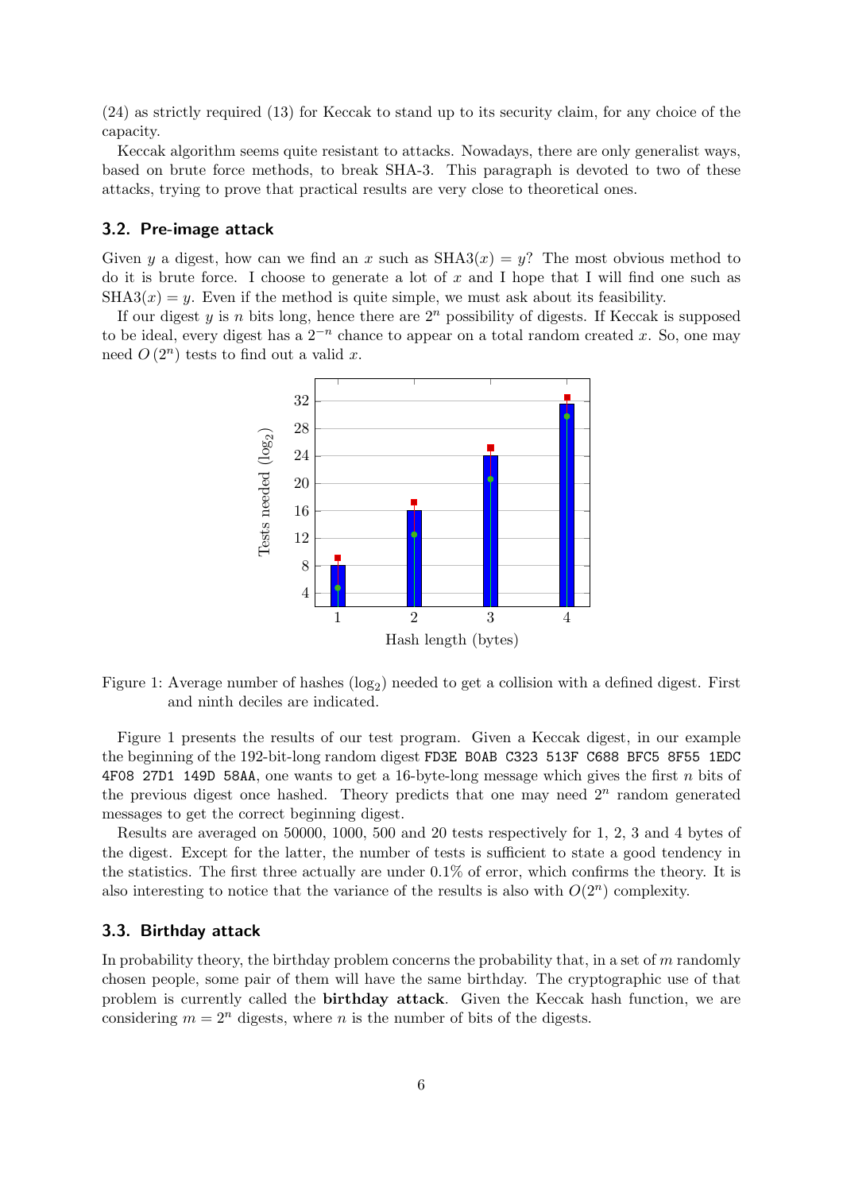(24) as strictly required (13) for Keccak to stand up to its security claim, for any choice of the capacity.

Keccak algorithm seems quite resistant to attacks. Nowadays, there are only generalist ways, based on brute force methods, to break SHA-3. This paragraph is devoted to two of these attacks, trying to prove that practical results are very close to theoretical ones.

## 3.2. Pre-image attack

Given $y$ a digest, how can we find an $x$ such as $\text{SHA3}(x) = y$? The most obvious method to do it is brute force. I choose to generate a lot of $x$ and I hope that I will find one such as $\text{SHA3}(x) = y$. Even if the method is quite simple, we must ask about its feasibility.

If our digest $y$ is $n$ bits long, hence there are $2^n$ possibility of digests. If Keccak is supposed to be ideal, every digest has a $2^{-n}$ chance to appear on a total random created $x$. So, one may need $O(2^n)$ tests to find out a valid $x$.

Figure 1: Average number of hashes ($\log_2$) needed to get a collision with a defined digest. First and ninth deciles are indicated.

Figure 1 presents the results of our test program. Given a Keccak digest, in our example the beginning of the 192-bit-long random digest `FD3E B0AB C323 513F C688 BFC5 8F55 1EDC 4F08 27D1 149D 58AA`, one wants to get a 16-byte-long message which gives the first $n$ bits of the previous digest once hashed. Theory predicts that one may need $2^n$ random generated messages to get the correct beginning digest.

Results are averaged on 50000, 1000, 500 and 20 tests respectively for 1, 2, 3 and 4 bytes of the digest. Except for the latter, the number of tests is sufficient to state a good tendency in the statistics. The first three actually are under 0.1% of error, which confirms the theory. It is also interesting to notice that the variance of the results is also with $O(2^n)$ complexity.

## 3.3. Birthday attack

In probability theory, the birthday problem concerns the probability that, in a set of $m$ randomly chosen people, some pair of them will have the same birthday. The cryptographic use of that problem is currently called the **birthday attack**. Given the Keccak hash function, we are considering $m = 2^n$ digests, where $n$ is the number of bits of the digests.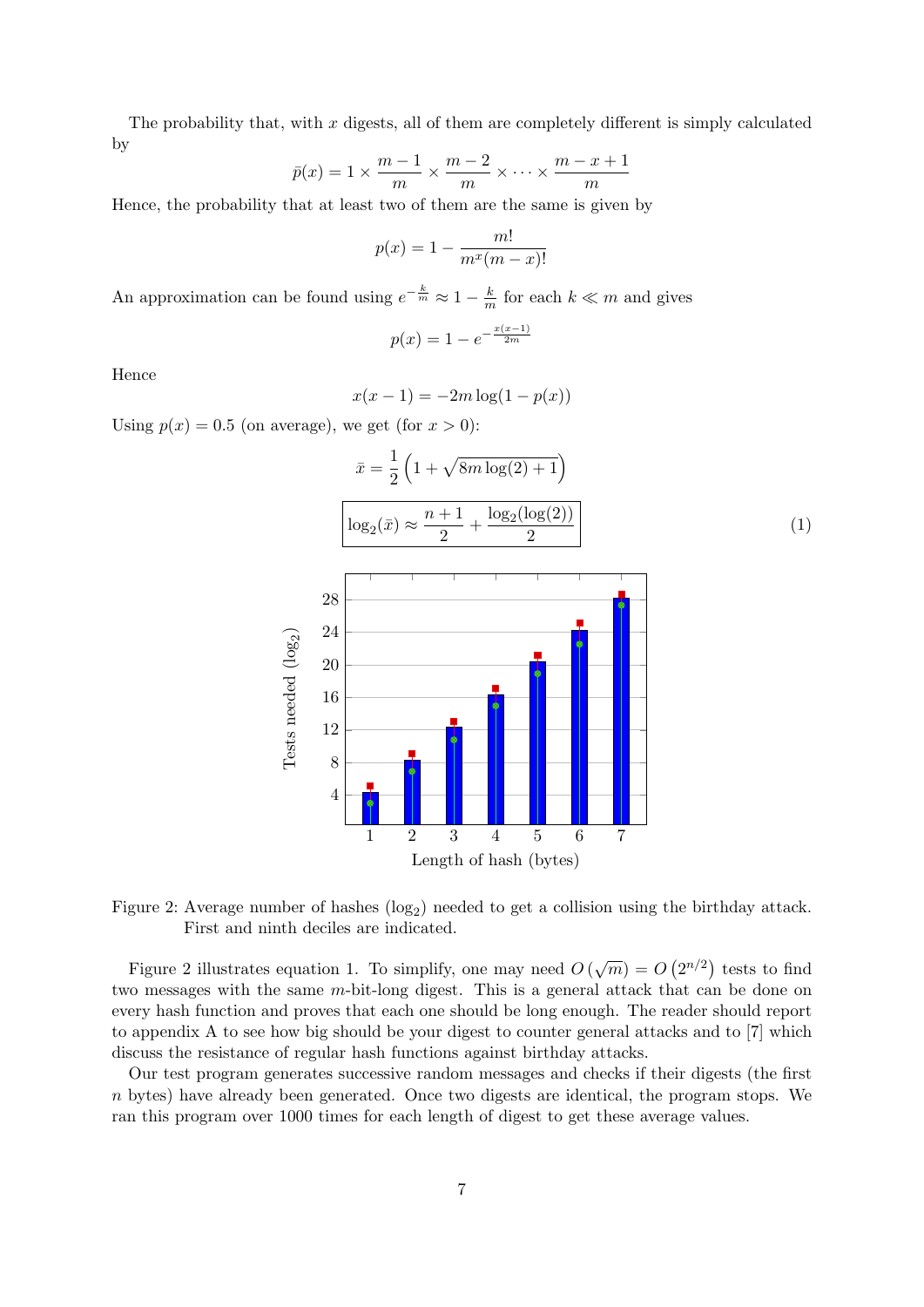The probability that, with $x$ digests, all of them are completely different is simply calculated by

$$\bar{p}(x) = 1 \times \frac{m-1}{m} \times \frac{m-2}{m} \times \cdots \times \frac{m-x+1}{m}$$

Hence, the probability that at least two of them are the same is given by

$$p(x) = 1 - \frac{m!}{m^x(m-x)!}$$

An approximation can be found using $e^{-\frac{k}{m}} \approx 1 - \frac{k}{m}$ for each $k \ll m$ and gives

$$p(x) = 1 - e^{-\frac{x(x-1)}{2m}}$$

Hence

$$x(x-1) = -2m\log(1-p(x))$$

Using $p(x) = 0.5$ (on average), we get (for $x > 0$):

$$\bar{x} = \frac{1}{2}\left(1 + \sqrt{8m\log(2)+1}\right)$$

$$\boxed{\log_2(\bar{x}) \approx \frac{n+1}{2} + \frac{\log_2(\log(2))}{2}} \tag{1}$$

Figure 2: Average number of hashes ($\log_2$) needed to get a collision using the birthday attack. First and ninth deciles are indicated.

Figure 2 illustrates equation 1. To simplify, one may need $O(\sqrt{m}) = O(2^{n/2})$ tests to find two messages with the same $m$-bit-long digest. This is a general attack that can be done on every hash function and proves that each one should be long enough. The reader should report to appendix A to see how big should be your digest to counter general attacks and to [7] which discuss the resistance of regular hash functions against birthday attacks.

Our test program generates successive random messages and checks if their digests (the first $n$ bytes) have already been generated. Once two digests are identical, the program stops. We ran this program over 1000 times for each length of digest to get these average values.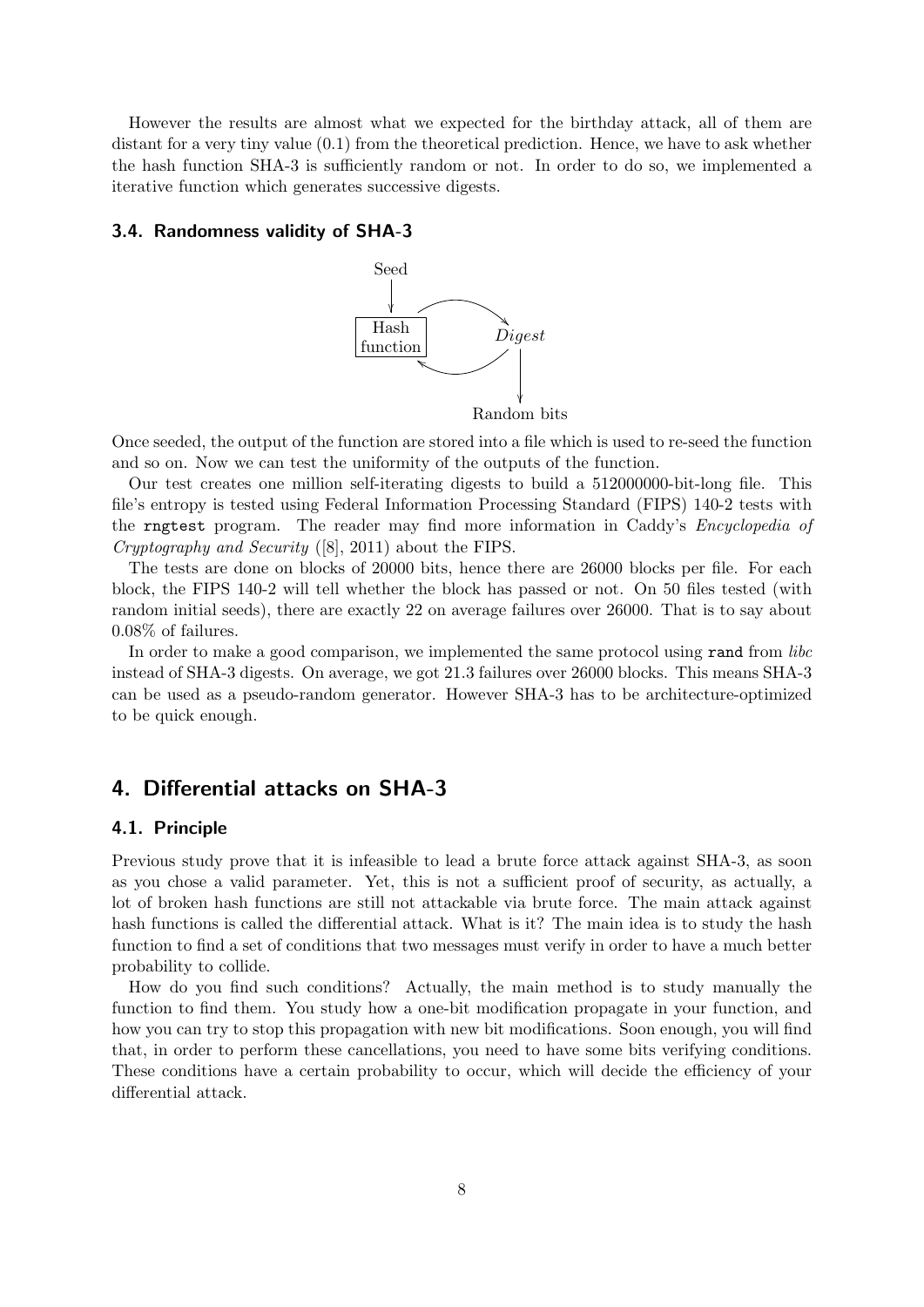However the results are almost what we expected for the birthday attack, all of them are distant for a very tiny value (0.1) from the theoretical prediction. Hence, we have to ask whether the hash function SHA-3 is sufficiently random or not. In order to do so, we implemented a iterative function which generates successive digests.

### 3.4. Randomness validity of SHA-3

Seed

Hash function

*Digest*

Random bits

Once seeded, the output of the function are stored into a file which is used to re-seed the function and so on. Now we can test the uniformity of the outputs of the function.

Our test creates one million self-iterating digests to build a 512000000-bit-long file. This file's entropy is tested using Federal Information Processing Standard (FIPS) 140-2 tests with the `rngtest` program. The reader may find more information in Caddy's *Encyclopedia of Cryptography and Security* ([8], 2011) about the FIPS.

The tests are done on blocks of 20000 bits, hence there are 26000 blocks per file. For each block, the FIPS 140-2 will tell whether the block has passed or not. On 50 files tested (with random initial seeds), there are exactly 22 on average failures over 26000. That is to say about 0.08% of failures.

In order to make a good comparison, we implemented the same protocol using `rand` from *libc* instead of SHA-3 digests. On average, we got 21.3 failures over 26000 blocks. This means SHA-3 can be used as a pseudo-random generator. However SHA-3 has to be architecture-optimized to be quick enough.

## 4. Differential attacks on SHA-3

### 4.1. Principle

Previous study prove that it is infeasible to lead a brute force attack against SHA-3, as soon as you chose a valid parameter. Yet, this is not a sufficient proof of security, as actually, a lot of broken hash functions are still not attackable via brute force. The main attack against hash functions is called the differential attack. What is it? The main idea is to study the hash function to find a set of conditions that two messages must verify in order to have a much better probability to collide.

How do you find such conditions? Actually, the main method is to study manually the function to find them. You study how a one-bit modification propagate in your function, and how you can try to stop this propagation with new bit modifications. Soon enough, you will find that, in order to perform these cancellations, you need to have some bits verifying conditions. These conditions have a certain probability to occur, which will decide the efficiency of your differential attack.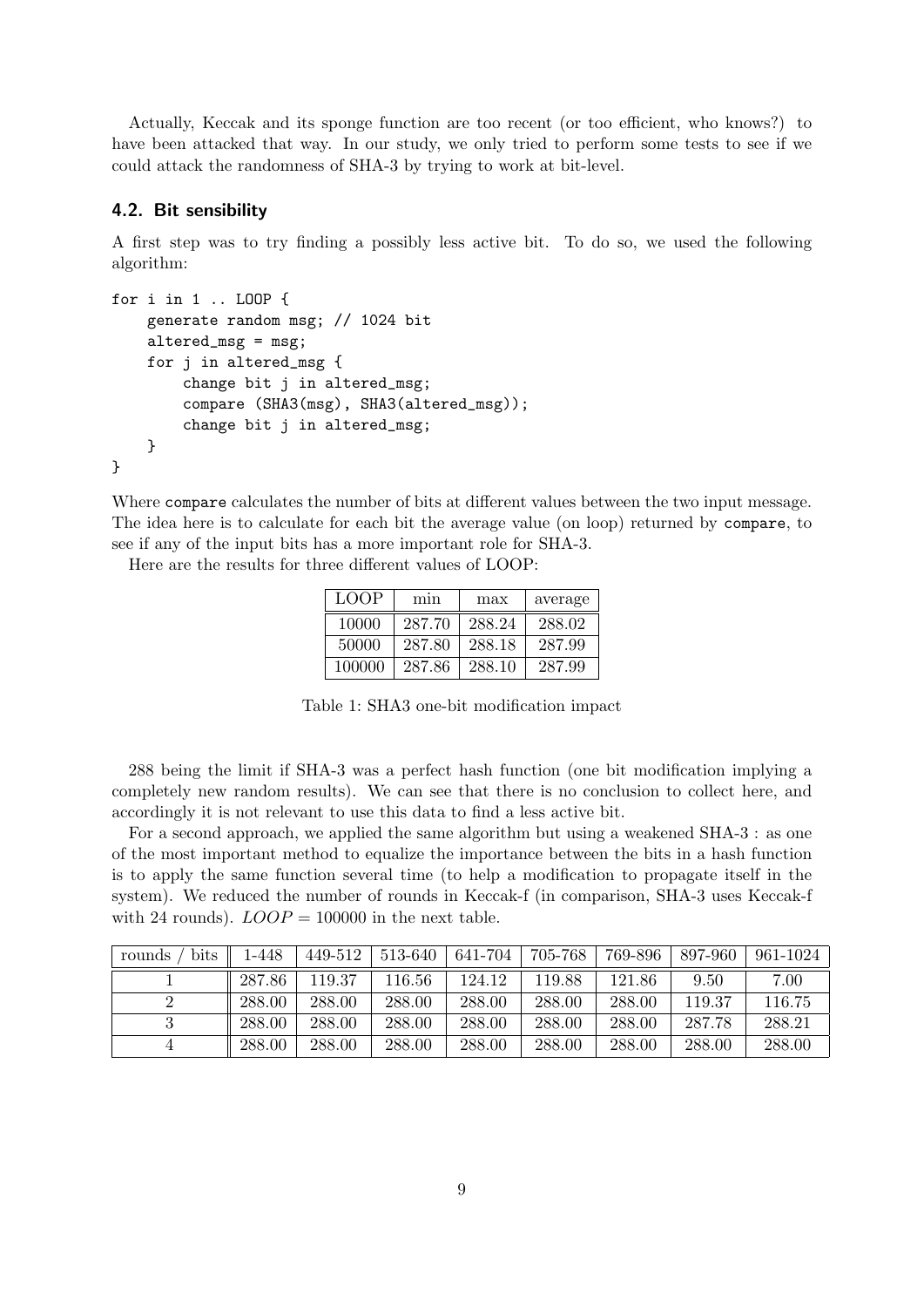Actually, Keccak and its sponge function are too recent (or too efficient, who knows?) to have been attacked that way. In our study, we only tried to perform some tests to see if we could attack the randomness of SHA-3 by trying to work at bit-level.

### 4.2. Bit sensibility

A first step was to try finding a possibly less active bit. To do so, we used the following algorithm:

```
for i in 1 .. LOOP {
    generate random msg; // 1024 bit
    altered_msg = msg;
    for j in altered_msg {
        change bit j in altered_msg;
        compare (SHA3(msg), SHA3(altered_msg));
        change bit j in altered_msg;
    }
}
```

Where `compare` calculates the number of bits at different values between the two input message. The idea here is to calculate for each bit the average value (on loop) returned by `compare`, to see if any of the input bits has a more important role for SHA-3.

Here are the results for three different values of LOOP:

| LOOP | min | max | average |
|---|---|---|---|
| 10000 | 287.70 | 288.24 | 288.02 |
| 50000 | 287.80 | 288.18 | 287.99 |
| 100000 | 287.86 | 288.10 | 287.99 |

Table 1: SHA3 one-bit modification impact

288 being the limit if SHA-3 was a perfect hash function (one bit modification implying a completely new random results). We can see that there is no conclusion to collect here, and accordingly it is not relevant to use this data to find a less active bit.

For a second approach, we applied the same algorithm but using a weakened SHA-3 : as one of the most important method to equalize the importance between the bits in a hash function is to apply the same function several time (to help a modification to propagate itself in the system). We reduced the number of rounds in Keccak-f (in comparison, SHA-3 uses Keccak-f with 24 rounds). $LOOP = 100000$ in the next table.

| rounds / bits | 1-448 | 449-512 | 513-640 | 641-704 | 705-768 | 769-896 | 897-960 | 961-1024 |
|---|---|---|---|---|---|---|---|---|
| 1 | 287.86 | 119.37 | 116.56 | 124.12 | 119.88 | 121.86 | 9.50 | 7.00 |
| 2 | 288.00 | 288.00 | 288.00 | 288.00 | 288.00 | 288.00 | 119.37 | 116.75 |
| 3 | 288.00 | 288.00 | 288.00 | 288.00 | 288.00 | 288.00 | 287.78 | 288.21 |
| 4 | 288.00 | 288.00 | 288.00 | 288.00 | 288.00 | 288.00 | 288.00 | 288.00 |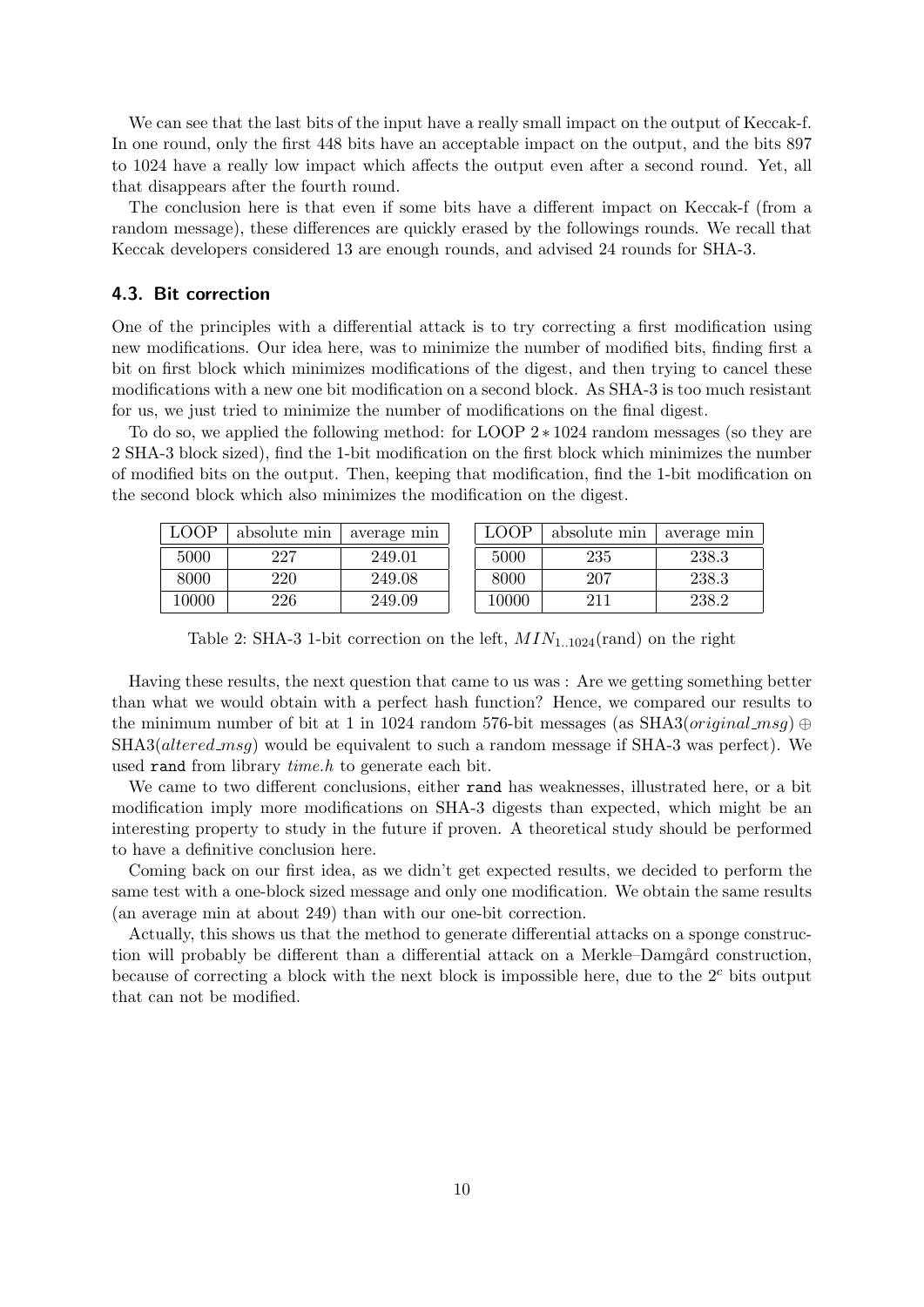We can see that the last bits of the input have a really small impact on the output of Keccak-f. In one round, only the first 448 bits have an acceptable impact on the output, and the bits 897 to 1024 have a really low impact which affects the output even after a second round. Yet, all that disappears after the fourth round.

The conclusion here is that even if some bits have a different impact on Keccak-f (from a random message), these differences are quickly erased by the followings rounds. We recall that Keccak developers considered 13 are enough rounds, and advised 24 rounds for SHA-3.

### 4.3. Bit correction

One of the principles with a differential attack is to try correcting a first modification using new modifications. Our idea here, was to minimize the number of modified bits, finding first a bit on first block which minimizes modifications of the digest, and then trying to cancel these modifications with a new one bit modification on a second block. As SHA-3 is too much resistant for us, we just tried to minimize the number of modifications on the final digest.

To do so, we applied the following method: for LOOP $2 * 1024$ random messages (so they are 2 SHA-3 block sized), find the 1-bit modification on the first block which minimizes the number of modified bits on the output. Then, keeping that modification, find the 1-bit modification on the second block which also minimizes the modification on the digest.

| LOOP | absolute min | average min |
|---|---|---|
| 5000 | 227 | 249.01 |
| 8000 | 220 | 249.08 |
| 10000 | 226 | 249.09 |

| LOOP | absolute min | average min |
|---|---|---|
| 5000 | 235 | 238.3 |
| 8000 | 207 | 238.3 |
| 10000 | 211 | 238.2 |

Table 2: SHA-3 1-bit correction on the left, $MIN_{1..1024}(\text{rand})$ on the right

Having these results, the next question that came to us was : Are we getting something better than what we would obtain with a perfect hash function? Hence, we compared our results to the minimum number of bit at 1 in 1024 random 576-bit messages (as SHA3($original\_msg$) $\oplus$ SHA3($altered\_msg$) would be equivalent to such a random message if SHA-3 was perfect). We used `rand` from library *time.h* to generate each bit.

We came to two different conclusions, either `rand` has weaknesses, illustrated here, or a bit modification imply more modifications on SHA-3 digests than expected, which might be an interesting property to study in the future if proven. A theoretical study should be performed to have a definitive conclusion here.

Coming back on our first idea, as we didn't get expected results, we decided to perform the same test with a one-block sized message and only one modification. We obtain the same results (an average min at about 249) than with our one-bit correction.

Actually, this shows us that the method to generate differential attacks on a sponge construction will probably be different than a differential attack on a Merkle–Damgård construction, because of correcting a block with the next block is impossible here, due to the $2^c$ bits output that can not be modified.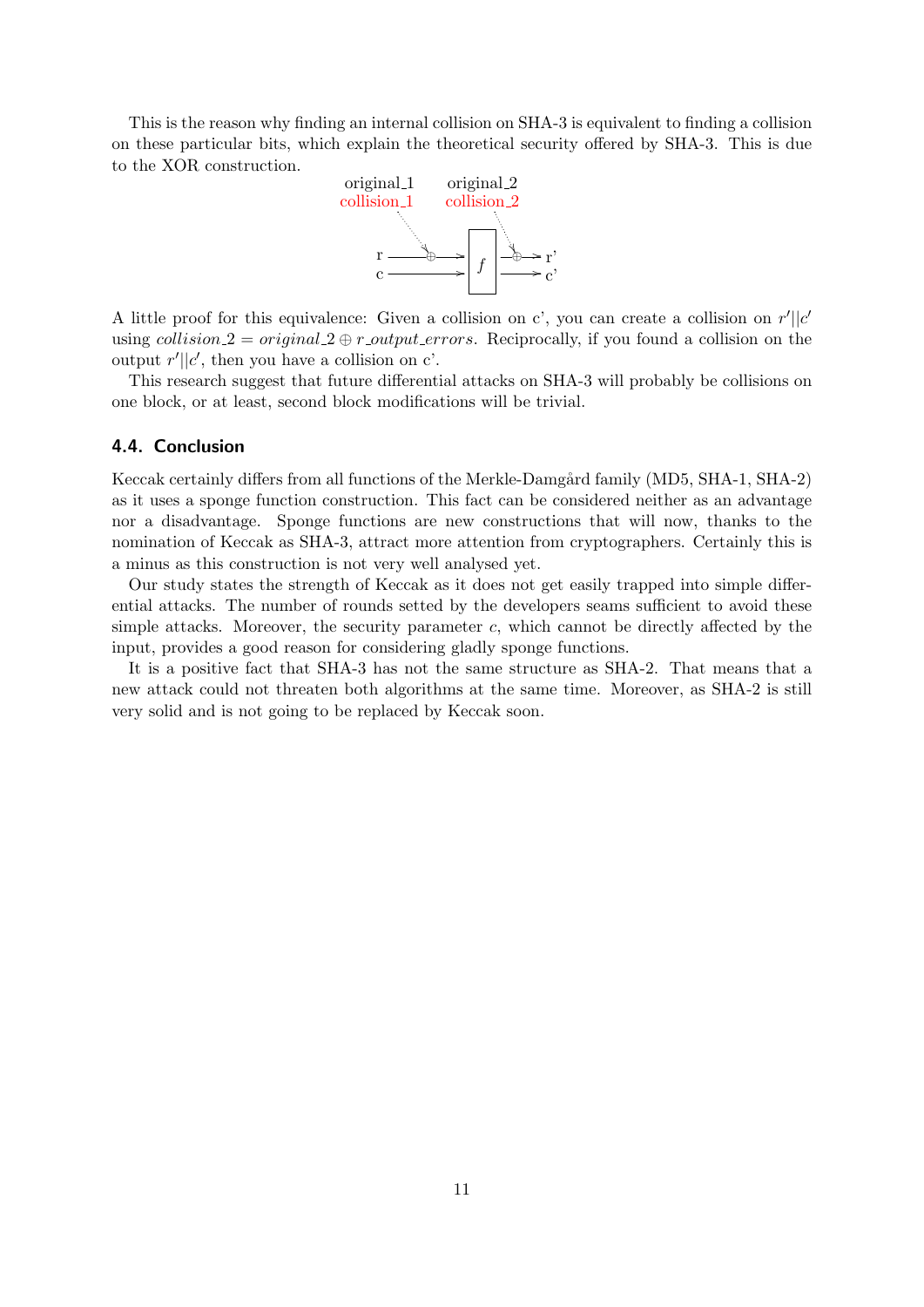This is the reason why finding an internal collision on SHA-3 is equivalent to finding a collision on these particular bits, which explain the theoretical security offered by SHA-3. This is due to the XOR construction.

original_1 original_2
collision_1 collision_2

r → ⊕ → f → ⊕ → r'
c → f → c'

A little proof for this equivalence: Given a collision on c', you can create a collision on $r'||c'$ using $collision\_2 = original\_2 \oplus r\_output\_errors$. Reciprocally, if you found a collision on the output $r'||c'$, then you have a collision on c'.

This research suggest that future differential attacks on SHA-3 will probably be collisions on one block, or at least, second block modifications will be trivial.

### 4.4. Conclusion

Keccak certainly differs from all functions of the Merkle-Damgård family (MD5, SHA-1, SHA-2) as it uses a sponge function construction. This fact can be considered neither as an advantage nor a disadvantage. Sponge functions are new constructions that will now, thanks to the nomination of Keccak as SHA-3, attract more attention from cryptographers. Certainly this is a minus as this construction is not very well analysed yet.

Our study states the strength of Keccak as it does not get easily trapped into simple differential attacks. The number of rounds setted by the developers seams sufficient to avoid these simple attacks. Moreover, the security parameter $c$, which cannot be directly affected by the input, provides a good reason for considering gladly sponge functions.

It is a positive fact that SHA-3 has not the same structure as SHA-2. That means that a new attack could not threaten both algorithms at the same time. Moreover, as SHA-2 is still very solid and is not going to be replaced by Keccak soon.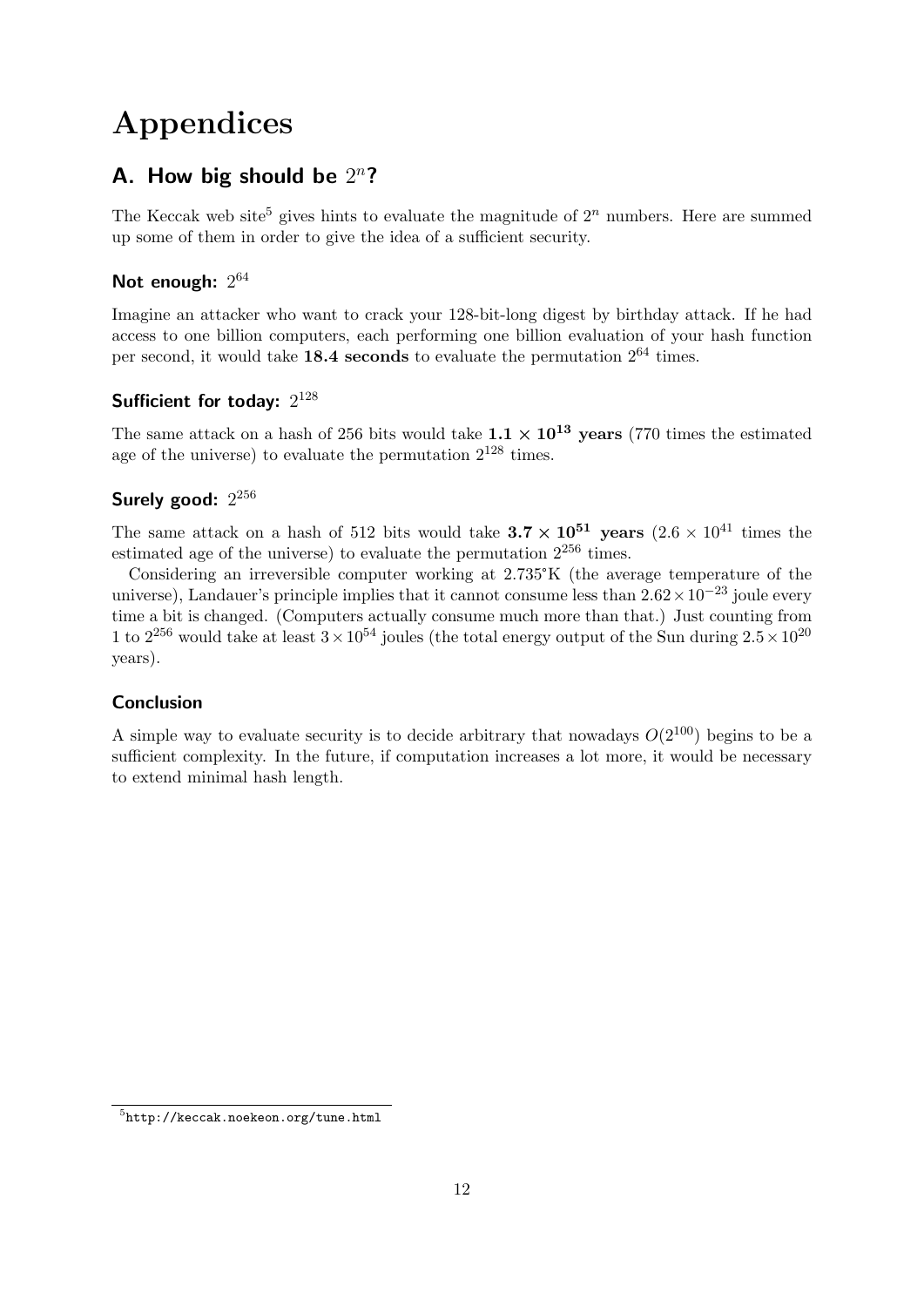# Appendices

## A. How big should be $2^n$?

The Keccak web site[5] gives hints to evaluate the magnitude of $2^n$ numbers. Here are summed up some of them in order to give the idea of a sufficient security.

### Not enough: $2^{64}$

Imagine an attacker who want to crack your 128-bit-long digest by birthday attack. If he had access to one billion computers, each performing one billion evaluation of your hash function per second, it would take **18.4 seconds** to evaluate the permutation $2^{64}$ times.

### Sufficient for today: $2^{128}$

The same attack on a hash of 256 bits would take $\mathbf{1.1 \times 10^{13}}$ **years** (770 times the estimated age of the universe) to evaluate the permutation $2^{128}$ times.

### Surely good: $2^{256}$

The same attack on a hash of 512 bits would take $\mathbf{3.7 \times 10^{51}}$ **years** ($2.6 \times 10^{41}$ times the estimated age of the universe) to evaluate the permutation $2^{256}$ times.

Considering an irreversible computer working at 2.735°K (the average temperature of the universe), Landauer's principle implies that it cannot consume less than $2.62 \times 10^{-23}$ joule every time a bit is changed. (Computers actually consume much more than that.) Just counting from 1 to $2^{256}$ would take at least $3 \times 10^{54}$ joules (the total energy output of the Sun during $2.5 \times 10^{20}$ years).

### Conclusion

A simple way to evaluate security is to decide arbitrary that nowadays $O(2^{100})$ begins to be a sufficient complexity. In the future, if computation increases a lot more, it would be necessary to extend minimal hash length.

[5] `http://keccak.noekeon.org/tune.html`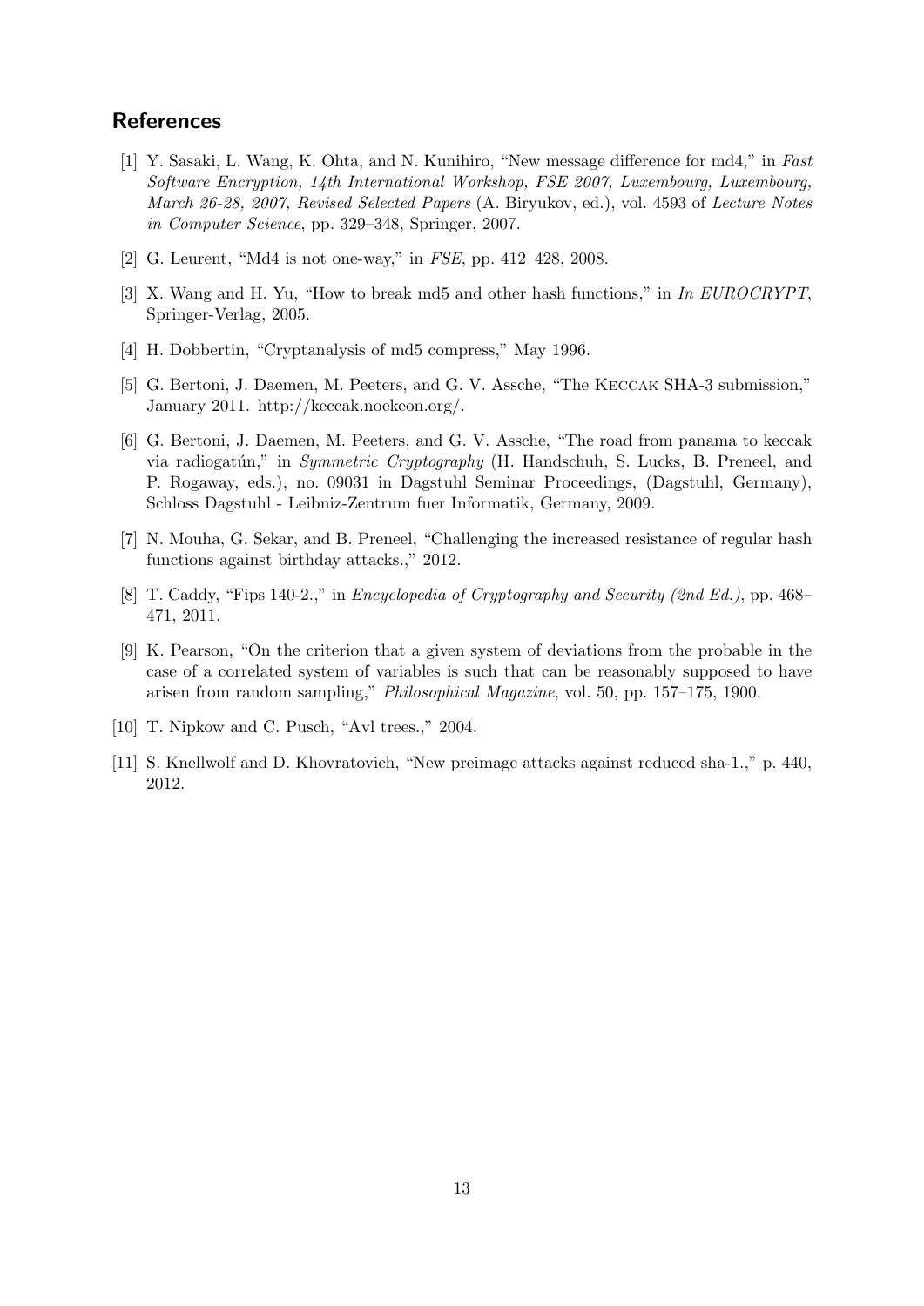## References

[1] Y. Sasaki, L. Wang, K. Ohta, and N. Kunihiro, "New message difference for md4," in *Fast Software Encryption, 14th International Workshop, FSE 2007, Luxembourg, Luxembourg, March 26-28, 2007, Revised Selected Papers* (A. Biryukov, ed.), vol. 4593 of *Lecture Notes in Computer Science*, pp. 329–348, Springer, 2007.

[2] G. Leurent, "Md4 is not one-way," in *FSE*, pp. 412–428, 2008.

[3] X. Wang and H. Yu, "How to break md5 and other hash functions," in *In EUROCRYPT*, Springer-Verlag, 2005.

[4] H. Dobbertin, "Cryptanalysis of md5 compress," May 1996.

[5] G. Bertoni, J. Daemen, M. Peeters, and G. V. Assche, "The Keccak SHA-3 submission," January 2011. http://keccak.noekeon.org/.

[6] G. Bertoni, J. Daemen, M. Peeters, and G. V. Assche, "The road from panama to keccak via radiogatún," in *Symmetric Cryptography* (H. Handschuh, S. Lucks, B. Preneel, and P. Rogaway, eds.), no. 09031 in Dagstuhl Seminar Proceedings, (Dagstuhl, Germany), Schloss Dagstuhl - Leibniz-Zentrum fuer Informatik, Germany, 2009.

[7] N. Mouha, G. Sekar, and B. Preneel, "Challenging the increased resistance of regular hash functions against birthday attacks.," 2012.

[8] T. Caddy, "Fips 140-2.," in *Encyclopedia of Cryptography and Security (2nd Ed.)*, pp. 468–471, 2011.

[9] K. Pearson, "On the criterion that a given system of deviations from the probable in the case of a correlated system of variables is such that can be reasonably supposed to have arisen from random sampling," *Philosophical Magazine*, vol. 50, pp. 157–175, 1900.

[10] T. Nipkow and C. Pusch, "Avl trees.," 2004.

[11] S. Knellwolf and D. Khovratovich, "New preimage attacks against reduced sha-1.," p. 440, 2012.